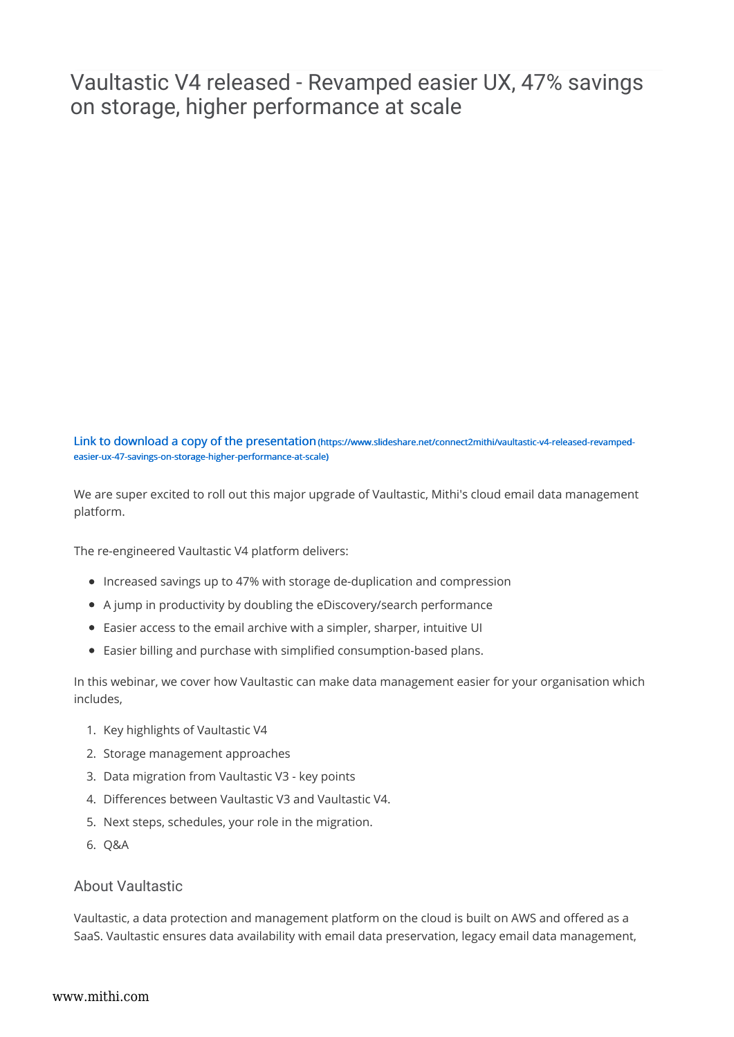# Vaultastic V4 released - Revamped easier UX, 47% savings on storage, higher performance at scale

[Link to download a copy of the presentation](https://www.slideshare.net/connect2mithi/vaultastic-v4-released-revamped-easier-ux-47-savings-on-storage-higher-performance-at-scale) (https://www.slideshare.net/connect2mithi/vaultastic-v4-released-revamped-easier-ux-47-savings-on-storage-higher-performance-at-scale)

We are super excited to roll out this major upgrade of Vaultastic, Mithi's cloud email data management platform.

The re-engineered Vaultastic V4 platform delivers:

- Increased savings up to 47% with storage de-duplication and compression
- A jump in productivity by doubling the eDiscovery/search performance
- Easier access to the email archive with a simpler, sharper, intuitive UI
- Easier billing and purchase with simplified consumption-based plans.

In this webinar, we cover how Vaultastic can make data management easier for your organisation which includes,

1. Key highlights of Vaultastic V4
2. Storage management approaches
3. Data migration from Vaultastic V3 - key points
4. Differences between Vaultastic V3 and Vaultastic V4.
5. Next steps, schedules, your role in the migration.
6. Q&A

## About Vaultastic

Vaultastic, a data protection and management platform on the cloud is built on AWS and offered as a SaaS. Vaultastic ensures data availability with email data preservation, legacy email data management,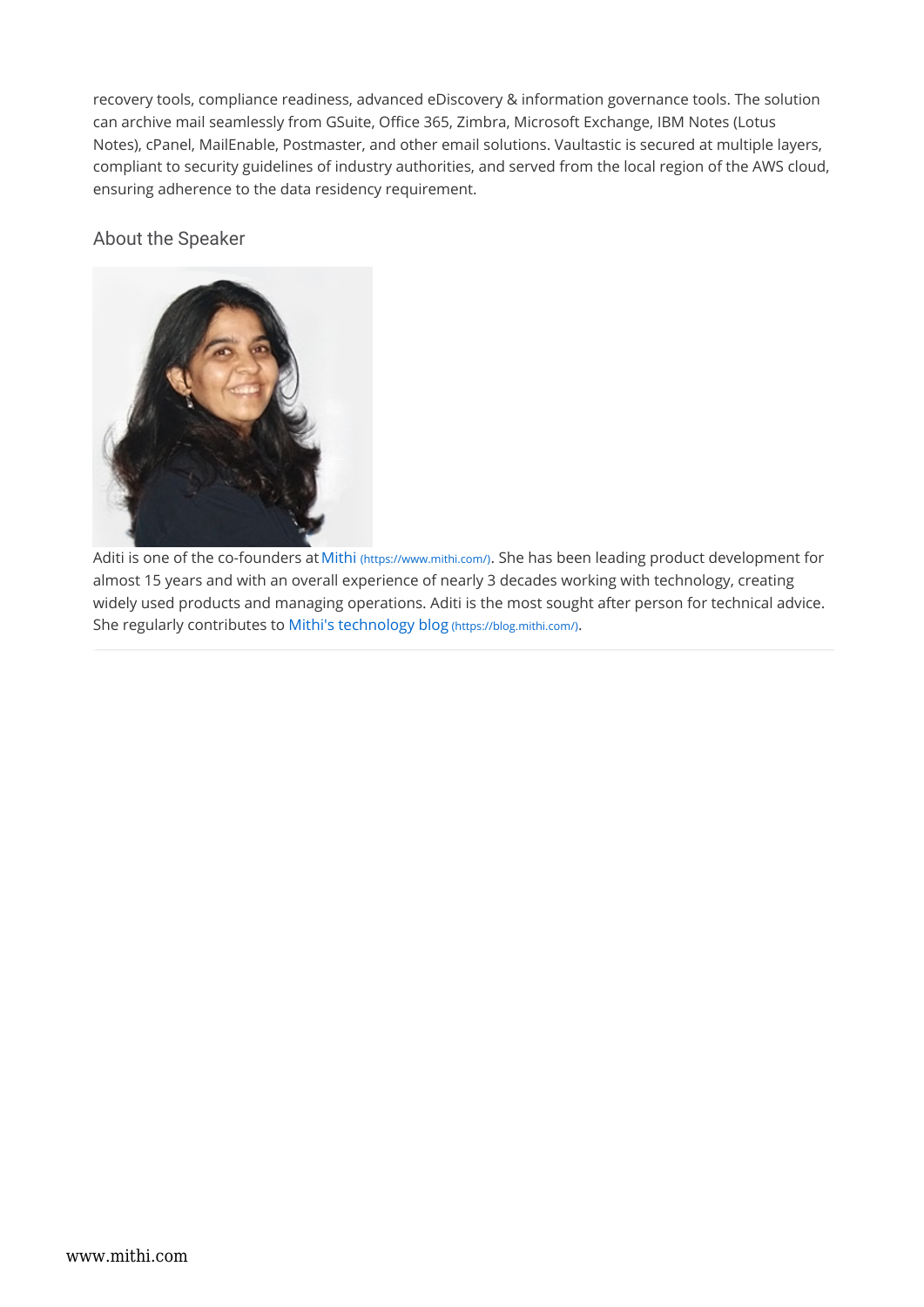recovery tools, compliance readiness, advanced eDiscovery & information governance tools. The solution can archive mail seamlessly from GSuite, Office 365, Zimbra, Microsoft Exchange, IBM Notes (Lotus Notes), cPanel, MailEnable, Postmaster, and other email solutions. Vaultastic is secured at multiple layers, compliant to security guidelines of industry authorities, and served from the local region of the AWS cloud, ensuring adherence to the data residency requirement.

## About the Speaker

Aditi is one of the co-founders at Mithi (https://www.mithi.com/). She has been leading product development for almost 15 years and with an overall experience of nearly 3 decades working with technology, creating widely used products and managing operations. Aditi is the most sought after person for technical advice. She regularly contributes to Mithi's technology blog (https://blog.mithi.com/).